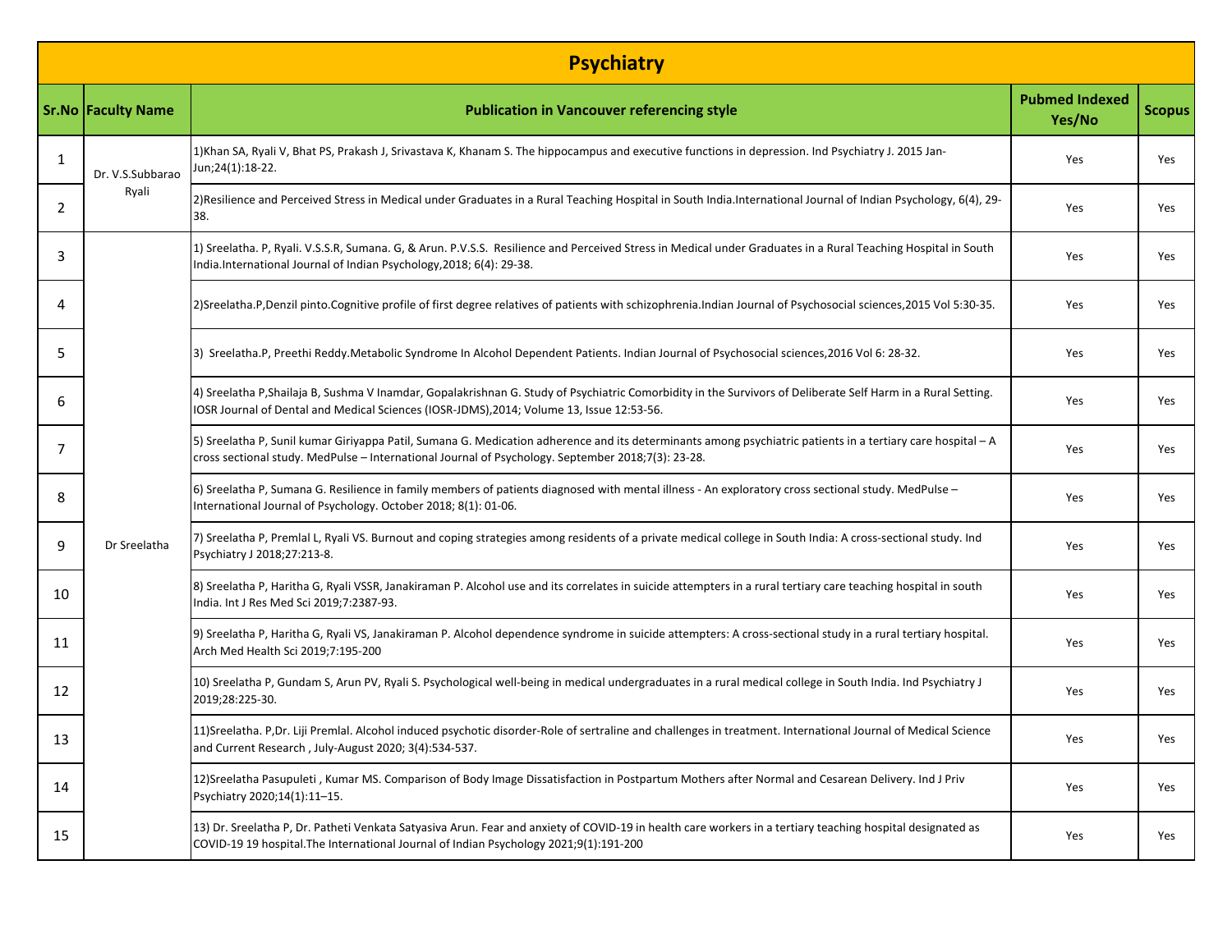# Psychiatry

| Sr.No | Faculty Name | Publication in Vancouver referencing style | Pubmed Indexed Yes/No | Scopus |
|---|---|---|---|---|
| 1 | Dr. V.S.Subbarao Ryali | 1)Khan SA, Ryali V, Bhat PS, Prakash J, Srivastava K, Khanam S. The hippocampus and executive functions in depression. Ind Psychiatry J. 2015 Jan-Jun;24(1):18-22. | Yes | Yes |
| 2 | | 2)Resilience and Perceived Stress in Medical under Graduates in a Rural Teaching Hospital in South India.International Journal of Indian Psychology, 6(4), 29-38. | Yes | Yes |
| 3 | Dr Sreelatha | 1) Sreelatha. P, Ryali. V.S.S.R, Sumana. G, & Arun. P.V.S.S. Resilience and Perceived Stress in Medical under Graduates in a Rural Teaching Hospital in South India.International Journal of Indian Psychology,2018; 6(4): 29-38. | Yes | Yes |
| 4 | | 2)Sreelatha.P,Denzil pinto.Cognitive profile of first degree relatives of patients with schizophrenia.Indian Journal of Psychosocial sciences,2015 Vol 5:30-35. | Yes | Yes |
| 5 | | 3) Sreelatha.P, Preethi Reddy.Metabolic Syndrome In Alcohol Dependent Patients. Indian Journal of Psychosocial sciences,2016 Vol 6: 28-32. | Yes | Yes |
| 6 | | 4) Sreelatha P,Shailaja B, Sushma V Inamdar, Gopalakrishnan G. Study of Psychiatric Comorbidity in the Survivors of Deliberate Self Harm in a Rural Setting. IOSR Journal of Dental and Medical Sciences (IOSR-JDMS),2014; Volume 13, Issue 12:53-56. | Yes | Yes |
| 7 | | 5) Sreelatha P, Sunil kumar Giriyappa Patil, Sumana G. Medication adherence and its determinants among psychiatric patients in a tertiary care hospital – A cross sectional study. MedPulse – International Journal of Psychology. September 2018;7(3): 23-28. | Yes | Yes |
| 8 | | 6) Sreelatha P, Sumana G. Resilience in family members of patients diagnosed with mental illness - An exploratory cross sectional study. MedPulse – International Journal of Psychology. October 2018; 8(1): 01-06. | Yes | Yes |
| 9 | | 7) Sreelatha P, Premlal L, Ryali VS. Burnout and coping strategies among residents of a private medical college in South India: A cross-sectional study. Ind Psychiatry J 2018;27:213-8. | Yes | Yes |
| 10 | | 8) Sreelatha P, Haritha G, Ryali VSSR, Janakiraman P. Alcohol use and its correlates in suicide attempters in a rural tertiary care teaching hospital in south India. Int J Res Med Sci 2019;7:2387-93. | Yes | Yes |
| 11 | | 9) Sreelatha P, Haritha G, Ryali VS, Janakiraman P. Alcohol dependence syndrome in suicide attempters: A cross-sectional study in a rural tertiary hospital. Arch Med Health Sci 2019;7:195-200 | Yes | Yes |
| 12 | | 10) Sreelatha P, Gundam S, Arun PV, Ryali S. Psychological well-being in medical undergraduates in a rural medical college in South India. Ind Psychiatry J 2019;28:225-30. | Yes | Yes |
| 13 | | 11)Sreelatha. P,Dr. Liji Premlal. Alcohol induced psychotic disorder-Role of sertraline and challenges in treatment. International Journal of Medical Science and Current Research , July-August 2020; 3(4):534-537. | Yes | Yes |
| 14 | | 12)Sreelatha Pasupuleti , Kumar MS. Comparison of Body Image Dissatisfaction in Postpartum Mothers after Normal and Cesarean Delivery. Ind J Priv Psychiatry 2020;14(1):11–15. | Yes | Yes |
| 15 | | 13) Dr. Sreelatha P, Dr. Patheti Venkata Satyasiva Arun. Fear and anxiety of COVID-19 in health care workers in a tertiary teaching hospital designated as COVID-19 19 hospital.The International Journal of Indian Psychology 2021;9(1):191-200 | Yes | Yes |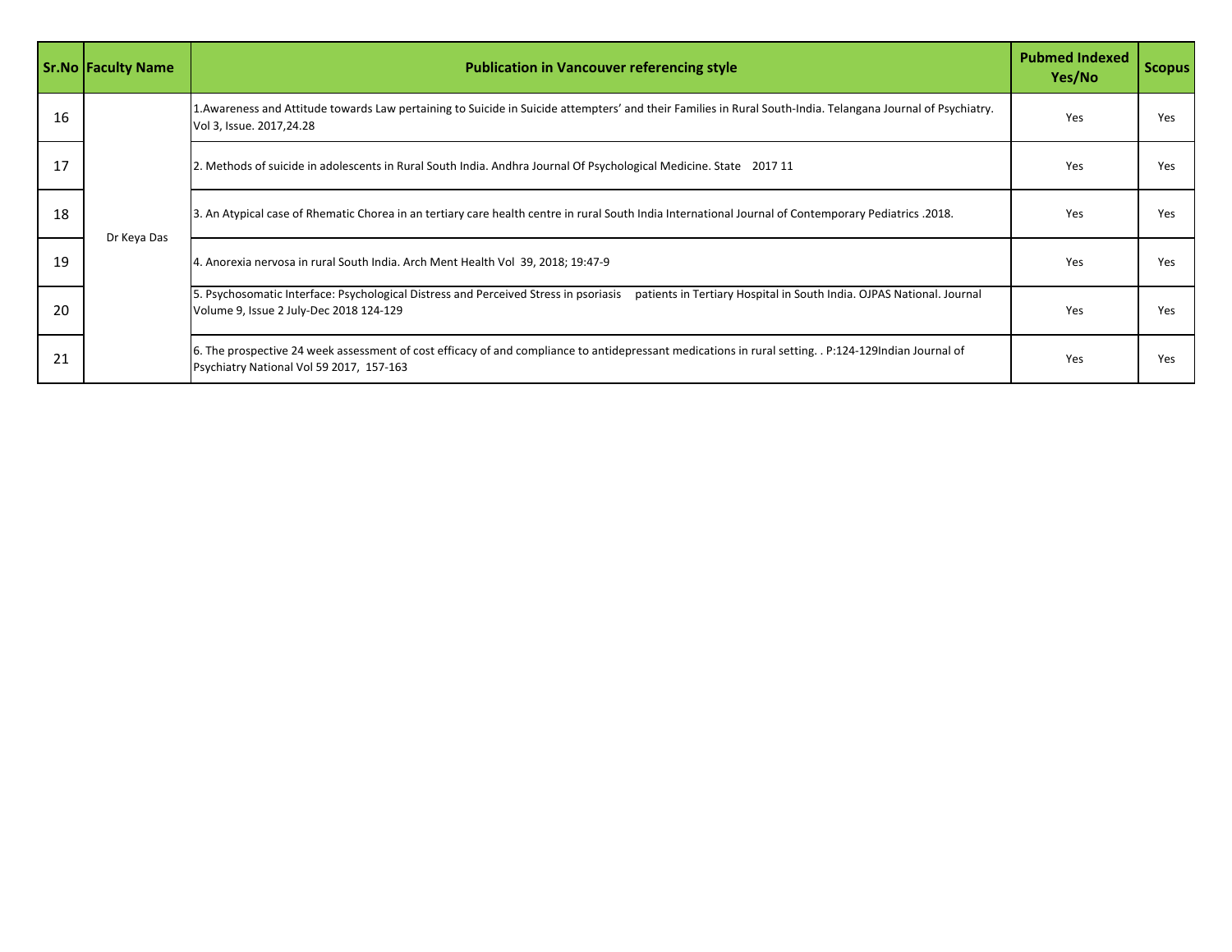| Sr.No | Faculty Name | Publication in Vancouver referencing style | Pubmed Indexed Yes/No | Scopus |
|---|---|---|---|---|
| 16 | Dr Keya Das | 1.Awareness and Attitude towards Law pertaining to Suicide in Suicide attempters' and their Families in Rural South-India. Telangana Journal of Psychiatry. Vol 3, Issue. 2017,24.28 | Yes | Yes |
| 17 | | 2. Methods of suicide in adolescents in Rural South India. Andhra Journal Of Psychological Medicine. State 2017 11 | Yes | Yes |
| 18 | | 3. An Atypical case of Rhematic Chorea in an tertiary care health centre in rural South India International Journal of Contemporary Pediatrics .2018. | Yes | Yes |
| 19 | | 4. Anorexia nervosa in rural South India. Arch Ment Health Vol 39, 2018; 19:47-9 | Yes | Yes |
| 20 | | 5. Psychosomatic Interface: Psychological Distress and Perceived Stress in psoriasis patients in Tertiary Hospital in South India. OJPAS National. Journal Volume 9, Issue 2 July-Dec 2018 124-129 | Yes | Yes |
| 21 | | 6. The prospective 24 week assessment of cost efficacy of and compliance to antidepressant medications in rural setting. . P:124-129Indian Journal of Psychiatry National Vol 59 2017, 157-163 | Yes | Yes |